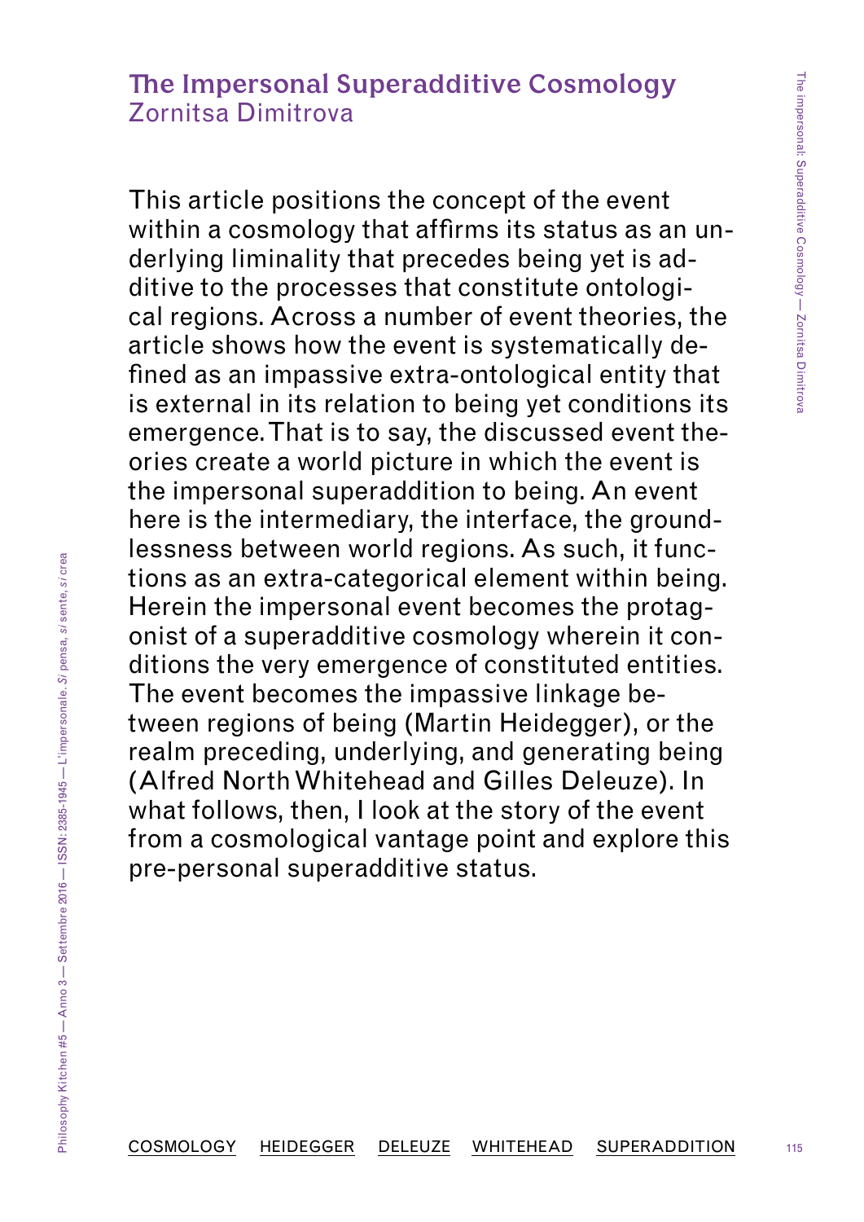# The Impersonal Superadditive Cosmology

Zornitsa Dimitrova

This article positions the concept of the event within a cosmology that affirms its status as an underlying liminality that precedes being yet is additive to the processes that constitute ontological regions. Across a number of event theories, the article shows how the event is systematically defined as an impassive extra-ontological entity that is external in its relation to being yet conditions its emergence. That is to say, the discussed event theories create a world picture in which the event is the impersonal superaddition to being. An event here is the intermediary, the interface, the groundlessness between world regions. As such, it functions as an extra-categorical element within being. Herein the impersonal event becomes the protagonist of a superadditive cosmology wherein it conditions the very emergence of constituted entities. The event becomes the impassive linkage between regions of being (Martin Heidegger), or the realm preceding, underlying, and generating being (Alfred North Whitehead and Gilles Deleuze). In what follows, then, I look at the story of the event from a cosmological vantage point and explore this pre-personal superadditive status.

COSMOLOGY HEIDEGGER DELEUZE WHITEHEAD SUPERADDITION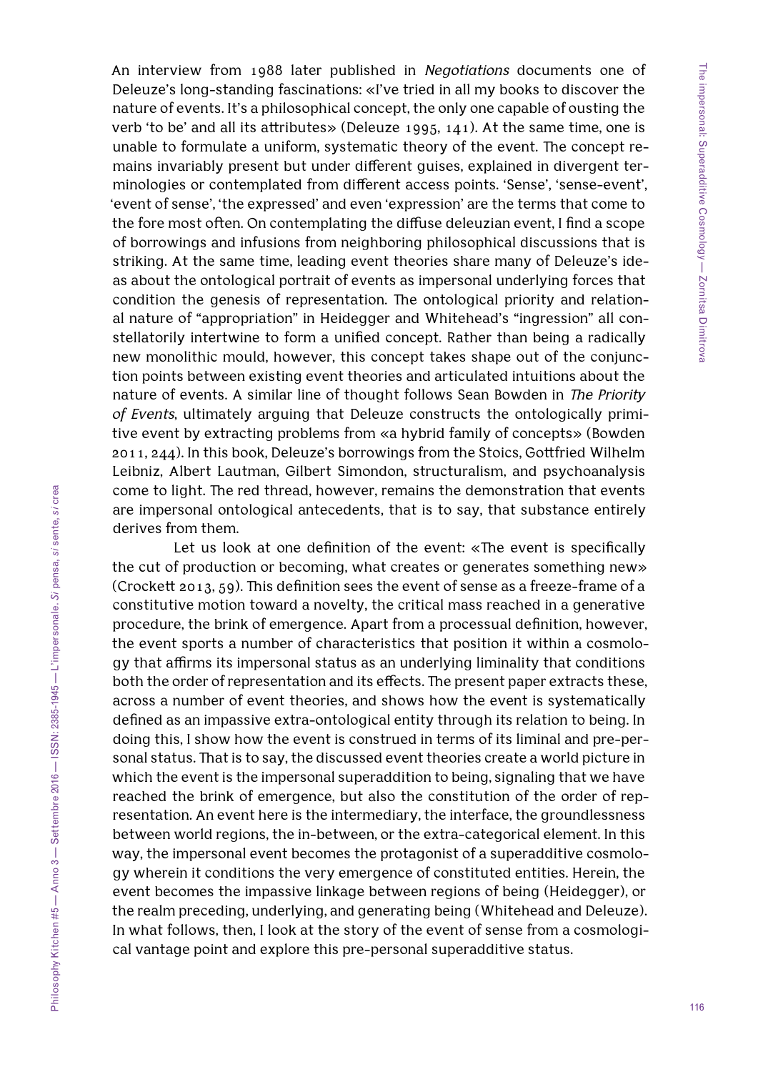An interview from 1988 later published in *Negotiations* documents one of Deleuze's long-standing fascinations: «I've tried in all my books to discover the nature of events. It's a philosophical concept, the only one capable of ousting the verb 'to be' and all its attributes» (Deleuze 1995, 141). At the same time, one is unable to formulate a uniform, systematic theory of the event. The concept remains invariably present but under different guises, explained in divergent terminologies or contemplated from different access points. 'Sense', 'sense-event', 'event of sense', 'the expressed' and even 'expression' are the terms that come to the fore most often. On contemplating the diffuse deleuzian event, I find a scope of borrowings and infusions from neighboring philosophical discussions that is striking. At the same time, leading event theories share many of Deleuze's ideas about the ontological portrait of events as impersonal underlying forces that condition the genesis of representation. The ontological priority and relational nature of "appropriation" in Heidegger and Whitehead's "ingression" all constellatorily intertwine to form a unified concept. Rather than being a radically new monolithic mould, however, this concept takes shape out of the conjunction points between existing event theories and articulated intuitions about the nature of events. A similar line of thought follows Sean Bowden in *The Priority of Events*, ultimately arguing that Deleuze constructs the ontologically primitive event by extracting problems from «a hybrid family of concepts» (Bowden 2011, 244). In this book, Deleuze's borrowings from the Stoics, Gottfried Wilhelm Leibniz, Albert Lautman, Gilbert Simondon, structuralism, and psychoanalysis come to light. The red thread, however, remains the demonstration that events are impersonal ontological antecedents, that is to say, that substance entirely derives from them.

Let us look at one definition of the event: «The event is specifically the cut of production or becoming, what creates or generates something new» (Crockett 2013, 59). This definition sees the event of sense as a freeze-frame of a constitutive motion toward a novelty, the critical mass reached in a generative procedure, the brink of emergence. Apart from a processual definition, however, the event sports a number of characteristics that position it within a cosmology that affirms its impersonal status as an underlying liminality that conditions both the order of representation and its effects. The present paper extracts these, across a number of event theories, and shows how the event is systematically defined as an impassive extra-ontological entity through its relation to being. In doing this, I show how the event is construed in terms of its liminal and pre-personal status. That is to say, the discussed event theories create a world picture in which the event is the impersonal superaddition to being, signaling that we have reached the brink of emergence, but also the constitution of the order of representation. An event here is the intermediary, the interface, the groundlessness between world regions, the in-between, or the extra-categorical element. In this way, the impersonal event becomes the protagonist of a superadditive cosmology wherein it conditions the very emergence of constituted entities. Herein, the event becomes the impassive linkage between regions of being (Heidegger), or the realm preceding, underlying, and generating being (Whitehead and Deleuze). In what follows, then, I look at the story of the event of sense from a cosmological vantage point and explore this pre-personal superadditive status.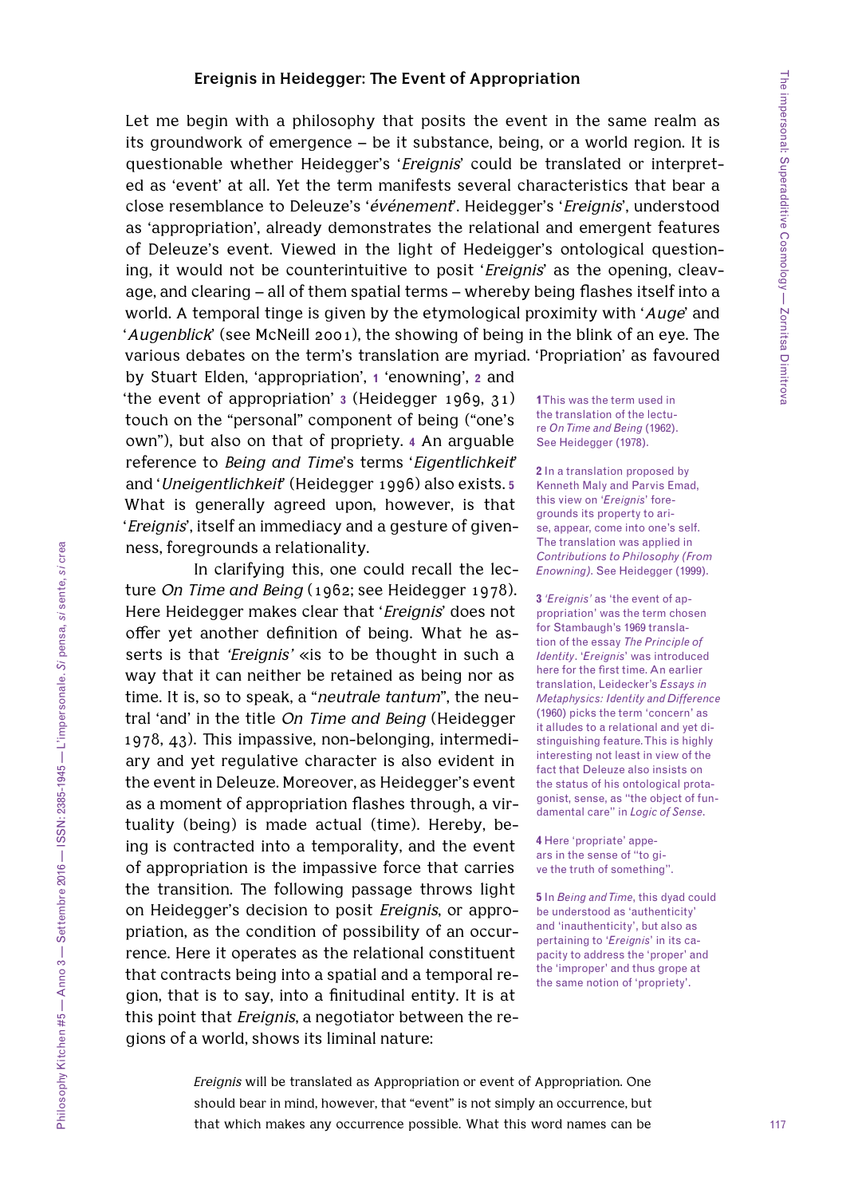## Ereignis in Heidegger: The Event of Appropriation

Let me begin with a philosophy that posits the event in the same realm as its groundwork of emergence – be it substance, being, or a world region. It is questionable whether Heidegger's '*Ereignis*' could be translated or interpreted as 'event' at all. Yet the term manifests several characteristics that bear a close resemblance to Deleuze's '*événement*'. Heidegger's '*Ereignis*', understood as 'appropriation', already demonstrates the relational and emergent features of Deleuze's event. Viewed in the light of Hedeigger's ontological questioning, it would not be counterintuitive to posit '*Ereignis*' as the opening, cleavage, and clearing – all of them spatial terms – whereby being flashes itself into a world. A temporal tinge is given by the etymological proximity with '*Auge*' and '*Augenblick*' (see McNeill 2001), the showing of being in the blink of an eye. The various debates on the term's translation are myriad. 'Propriation' as favoured by Stuart Elden, 'appropriation', [1] 'enowning', [2] and 'the event of appropriation' [3] (Heidegger 1969, 31) touch on the "personal" component of being ("one's own"), but also on that of propriety. [4] An arguable reference to *Being and Time*'s terms '*Eigentlichkeit*' and '*Uneigentlichkeit*' (Heidegger 1996) also exists. [5] What is generally agreed upon, however, is that '*Ereignis*', itself an immediacy and a gesture of givenness, foregrounds a relationality.

In clarifying this, one could recall the lecture *On Time and Being* (1962; see Heidegger 1978). Here Heidegger makes clear that '*Ereignis*' does not offer yet another definition of being. What he asserts is that *'Ereignis'* «is to be thought in such a way that it can neither be retained as being nor as time. It is, so to speak, a "*neutrale tantum*", the neutral 'and' in the title *On Time and Being* (Heidegger 1978, 43). This impassive, non-belonging, intermediary and yet regulative character is also evident in the event in Deleuze. Moreover, as Heidegger's event as a moment of appropriation flashes through, a virtuality (being) is made actual (time). Hereby, being is contracted into a temporality, and the event of appropriation is the impassive force that carries the transition. The following passage throws light on Heidegger's decision to posit *Ereignis*, or appropriation, as the condition of possibility of an occurrence. Here it operates as the relational constituent that contracts being into a spatial and a temporal region, that is to say, into a finitudinal entity. It is at this point that *Ereignis*, a negotiator between the regions of a world, shows its liminal nature:

> *Ereignis* will be translated as Appropriation or event of Appropriation. One should bear in mind, however, that "event" is not simply an occurrence, but that which makes any occurrence possible. What this word names can be

1 This was the term used in the translation of the lecture *On Time and Being* (1962). See Heidegger (1978).

2 In a translation proposed by Kenneth Maly and Parvis Emad, this view on '*Ereignis*' foregrounds its property to arise, appear, come into one's self. The translation was applied in *Contributions to Philosophy (From Enowning)*. See Heidegger (1999).

3 *'Ereignis'* as 'the event of appropriation' was the term chosen for Stambaugh's 1969 translation of the essay *The Principle of Identity*. '*Ereignis*' was introduced here for the first time. An earlier translation, Leidecker's *Essays in Metaphysics: Identity and Difference* (1960) picks the term 'concern' as it alludes to a relational and yet distinguishing feature. This is highly interesting not least in view of the fact that Deleuze also insists on the status of his ontological protagonist, sense, as "the object of fundamental care" in *Logic of Sense*.

4 Here 'propriate' appears in the sense of "to give the truth of something".

5 In *Being and Time*, this dyad could be understood as 'authenticity' and 'inauthenticity', but also as pertaining to '*Ereignis*' in its capacity to address the 'proper' and the 'improper' and thus grope at the same notion of 'propriety'.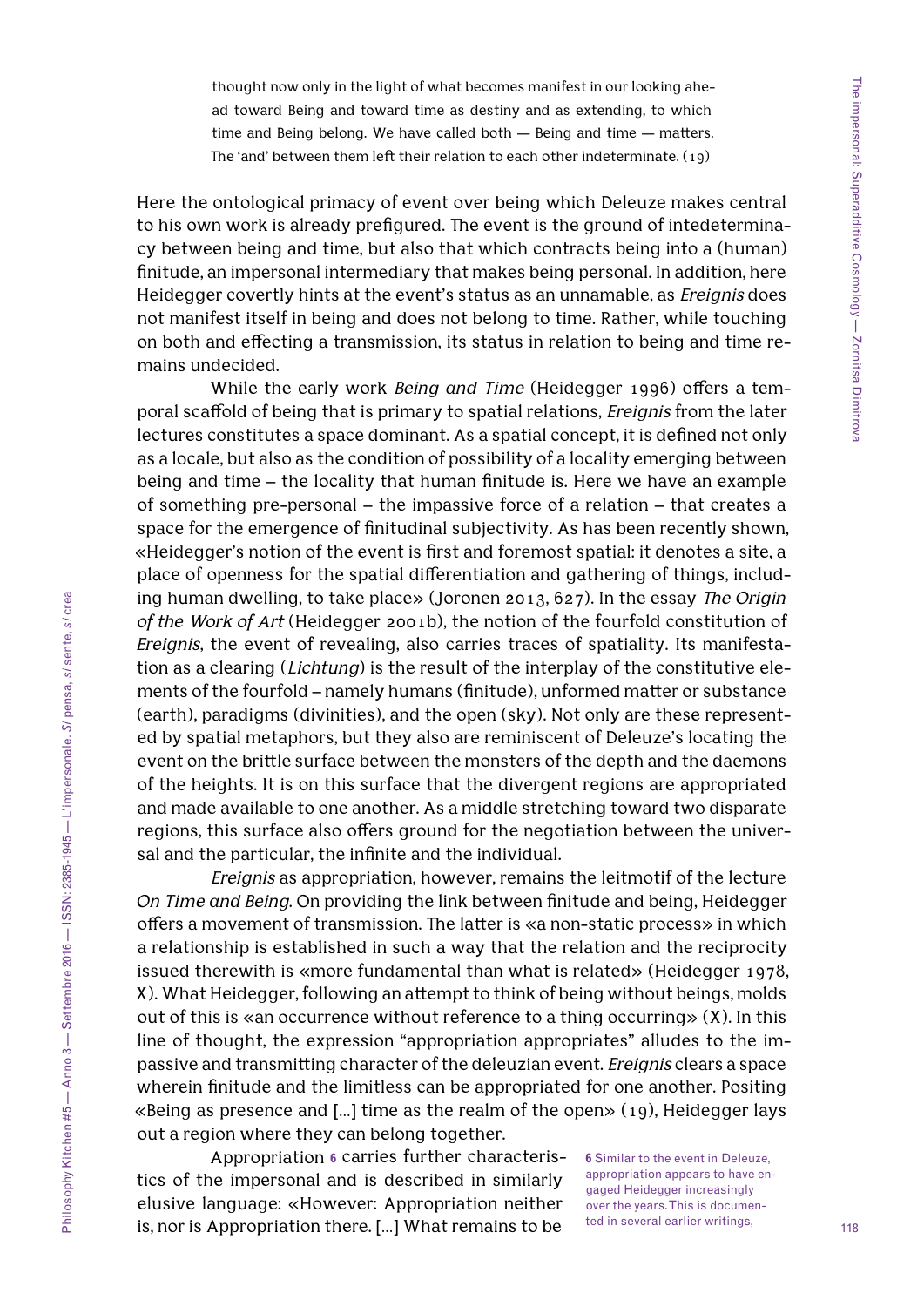> thought now only in the light of what becomes manifest in our looking ahead toward Being and toward time as destiny and as extending, to which time and Being belong. We have called both — Being and time — matters. The 'and' between them left their relation to each other indeterminate. (19)

Here the ontological primacy of event over being which Deleuze makes central to his own work is already prefigured. The event is the ground of intedeterminacy between being and time, but also that which contracts being into a (human) finitude, an impersonal intermediary that makes being personal. In addition, here Heidegger covertly hints at the event's status as an unnamable, as *Ereignis* does not manifest itself in being and does not belong to time. Rather, while touching on both and effecting a transmission, its status in relation to being and time remains undecided.

While the early work *Being and Time* (Heidegger 1996) offers a temporal scaffold of being that is primary to spatial relations, *Ereignis* from the later lectures constitutes a space dominant. As a spatial concept, it is defined not only as a locale, but also as the condition of possibility of a locality emerging between being and time – the locality that human finitude is. Here we have an example of something pre-personal – the impassive force of a relation – that creates a space for the emergence of finitudinal subjectivity. As has been recently shown, «Heidegger's notion of the event is first and foremost spatial: it denotes a site, a place of openness for the spatial differentiation and gathering of things, including human dwelling, to take place» (Joronen 2013, 627). In the essay *The Origin of the Work of Art* (Heidegger 2001b), the notion of the fourfold constitution of *Ereignis*, the event of revealing, also carries traces of spatiality. Its manifestation as a clearing (*Lichtung*) is the result of the interplay of the constitutive elements of the fourfold – namely humans (finitude), unformed matter or substance (earth), paradigms (divinities), and the open (sky). Not only are these represented by spatial metaphors, but they also are reminiscent of Deleuze's locating the event on the brittle surface between the monsters of the depth and the daemons of the heights. It is on this surface that the divergent regions are appropriated and made available to one another. As a middle stretching toward two disparate regions, this surface also offers ground for the negotiation between the universal and the particular, the infinite and the individual.

*Ereignis* as appropriation, however, remains the leitmotif of the lecture *On Time and Being*. On providing the link between finitude and being, Heidegger offers a movement of transmission. The latter is «a non-static process» in which a relationship is established in such a way that the relation and the reciprocity issued therewith is «more fundamental than what is related» (Heidegger 1978, X). What Heidegger, following an attempt to think of being without beings, molds out of this is «an occurrence without reference to a thing occurring» (X). In this line of thought, the expression "appropriation appropriates" alludes to the impassive and transmitting character of the deleuzian event. *Ereignis* clears a space wherein finitude and the limitless can be appropriated for one another. Positing «Being as presence and [...] time as the realm of the open» (19), Heidegger lays out a region where they can belong together.

Appropriation [6] carries further characteristics of the impersonal and is described in similarly elusive language: «However: Appropriation neither is, nor is Appropriation there. [...] What remains to be

[6] Similar to the event in Deleuze, appropriation appears to have engaged Heidegger increasingly over the years. This is documented in several earlier writings,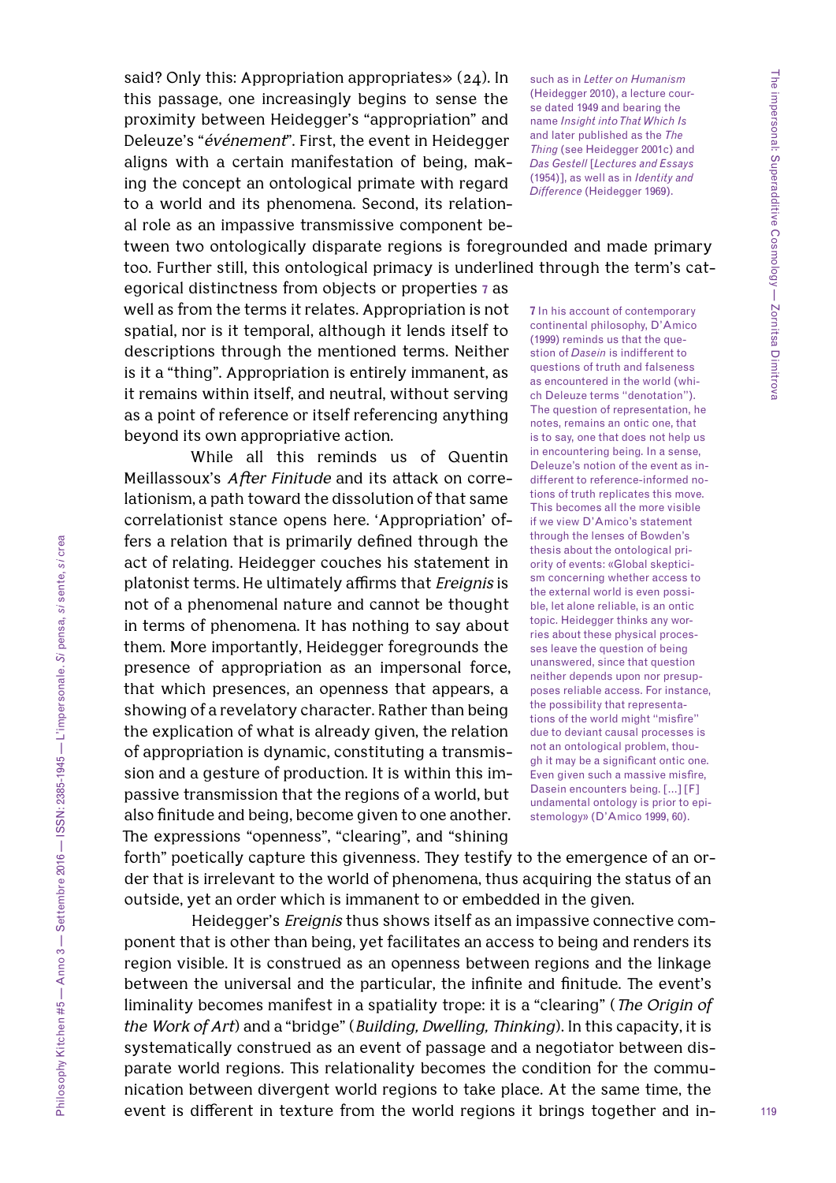said? Only this: Appropriation appropriates» (24). In this passage, one increasingly begins to sense the proximity between Heidegger's "appropriation" and Deleuze's "*événement*". First, the event in Heidegger aligns with a certain manifestation of being, making the concept an ontological primate with regard to a world and its phenomena. Second, its relational role as an impassive transmissive component between two ontologically disparate regions is foregrounded and made primary too. Further still, this ontological primacy is underlined through the term's categorical distinctness from objects or properties [7] as well as from the terms it relates. Appropriation is not spatial, nor is it temporal, although it lends itself to descriptions through the mentioned terms. Neither is it a "thing". Appropriation is entirely immanent, as it remains within itself, and neutral, without serving as a point of reference or itself referencing anything beyond its own appropriative action.

such as in *Letter on Humanism* (Heidegger 2010), a lecture course dated 1949 and bearing the name *Insight into That Which Is* and later published as the *The Thing* (see Heidegger 2001c) and *Das Gestell* [*Lectures and Essays* (1954)], as well as in *Identity and Difference* (Heidegger 1969).

While all this reminds us of Quentin Meillassoux's *After Finitude* and its attack on correlationism, a path toward the dissolution of that same correlationist stance opens here. 'Appropriation' offers a relation that is primarily defined through the act of relating. Heidegger couches his statement in platonist terms. He ultimately affirms that *Ereignis* is not of a phenomenal nature and cannot be thought in terms of phenomena. It has nothing to say about them. More importantly, Heidegger foregrounds the presence of appropriation as an impersonal force, that which presences, an openness that appears, a showing of a revelatory character. Rather than being the explication of what is already given, the relation of appropriation is dynamic, constituting a transmission and a gesture of production. It is within this impassive transmission that the regions of a world, but also finitude and being, become given to one another. The expressions "openness", "clearing", and "shining forth" poetically capture this givenness. They testify to the emergence of an order that is irrelevant to the world of phenomena, thus acquiring the status of an outside, yet an order which is immanent to or embedded in the given.

Heidegger's *Ereignis* thus shows itself as an impassive connective component that is other than being, yet facilitates an access to being and renders its region visible. It is construed as an openness between regions and the linkage between the universal and the particular, the infinite and finitude. The event's liminality becomes manifest in a spatiality trope: it is a "clearing" (*The Origin of the Work of Art*) and a "bridge" (*Building, Dwelling, Thinking*). In this capacity, it is systematically construed as an event of passage and a negotiator between disparate world regions. This relationality becomes the condition for the communication between divergent world regions to take place. At the same time, the event is different in texture from the world regions it brings together and in-

[7] In his account of contemporary continental philosophy, D'Amico (1999) reminds us that the question of *Dasein* is indifferent to questions of truth and falseness as encountered in the world (which Deleuze terms "denotation"). The question of representation, he notes, remains an ontic one, that is to say, one that does not help us in encountering being. In a sense, Deleuze's notion of the event as indifferent to reference-informed notions of truth replicates this move. This becomes all the more visible if we view D'Amico's statement through the lenses of Bowden's thesis about the ontological priority of events: «Global skepticism concerning whether access to the external world is even possible, let alone reliable, is an ontic topic. Heidegger thinks any worries about these physical processes leave the question of being unanswered, since that question neither depends upon nor presupposes reliable access. For instance, the possibility that representations of the world might "misfire" due to deviant causal processes is not an ontological problem, though it may be a significant ontic one. Even given such a massive misfire, Dasein encounters being. [...] [F]undamental ontology is prior to epistemology» (D'Amico 1999, 60).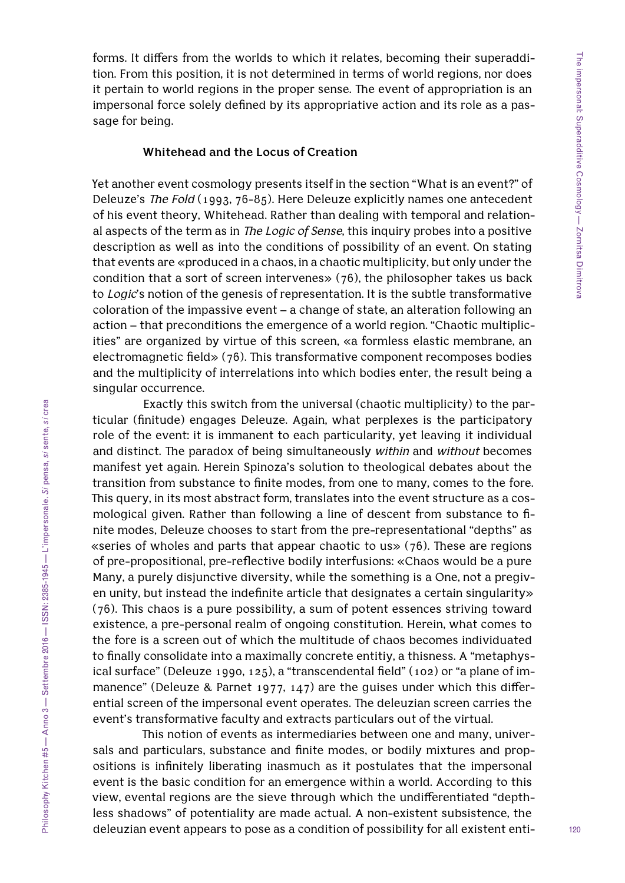forms. It differs from the worlds to which it relates, becoming their superaddition. From this position, it is not determined in terms of world regions, nor does it pertain to world regions in the proper sense. The event of appropriation is an impersonal force solely defined by its appropriative action and its role as a passage for being.

### Whitehead and the Locus of Creation

Yet another event cosmology presents itself in the section "What is an event?" of Deleuze's *The Fold* (1993, 76-85). Here Deleuze explicitly names one antecedent of his event theory, Whitehead. Rather than dealing with temporal and relational aspects of the term as in *The Logic of Sense*, this inquiry probes into a positive description as well as into the conditions of possibility of an event. On stating that events are «produced in a chaos, in a chaotic multiplicity, but only under the condition that a sort of screen intervenes» (76), the philosopher takes us back to *Logic*'s notion of the genesis of representation. It is the subtle transformative coloration of the impassive event – a change of state, an alteration following an action – that preconditions the emergence of a world region. "Chaotic multiplicities" are organized by virtue of this screen, «a formless elastic membrane, an electromagnetic field» (76). This transformative component recomposes bodies and the multiplicity of interrelations into which bodies enter, the result being a singular occurrence.

Exactly this switch from the universal (chaotic multiplicity) to the particular (finitude) engages Deleuze. Again, what perplexes is the participatory role of the event: it is immanent to each particularity, yet leaving it individual and distinct. The paradox of being simultaneously *within* and *without* becomes manifest yet again. Herein Spinoza's solution to theological debates about the transition from substance to finite modes, from one to many, comes to the fore. This query, in its most abstract form, translates into the event structure as a cosmological given. Rather than following a line of descent from substance to finite modes, Deleuze chooses to start from the pre-representational "depths" as «series of wholes and parts that appear chaotic to us» (76). These are regions of pre-propositional, pre-reflective bodily interfusions: «Chaos would be a pure Many, a purely disjunctive diversity, while the something is a One, not a pregiven unity, but instead the indefinite article that designates a certain singularity» (76). This chaos is a pure possibility, a sum of potent essences striving toward existence, a pre-personal realm of ongoing constitution. Herein, what comes to the fore is a screen out of which the multitude of chaos becomes individuated to finally consolidate into a maximally concrete entitiy, a thisness. A "metaphysical surface" (Deleuze 1990, 125), a "transcendental field" (102) or "a plane of immanence" (Deleuze & Parnet 1977, 147) are the guises under which this differential screen of the impersonal event operates. The deleuzian screen carries the event's transformative faculty and extracts particulars out of the virtual.

This notion of events as intermediaries between one and many, universals and particulars, substance and finite modes, or bodily mixtures and propositions is infinitely liberating inasmuch as it postulates that the impersonal event is the basic condition for an emergence within a world. According to this view, evental regions are the sieve through which the undifferentiated "depthless shadows" of potentiality are made actual. A non-existent subsistence, the deleuzian event appears to pose as a condition of possibility for all existent enti-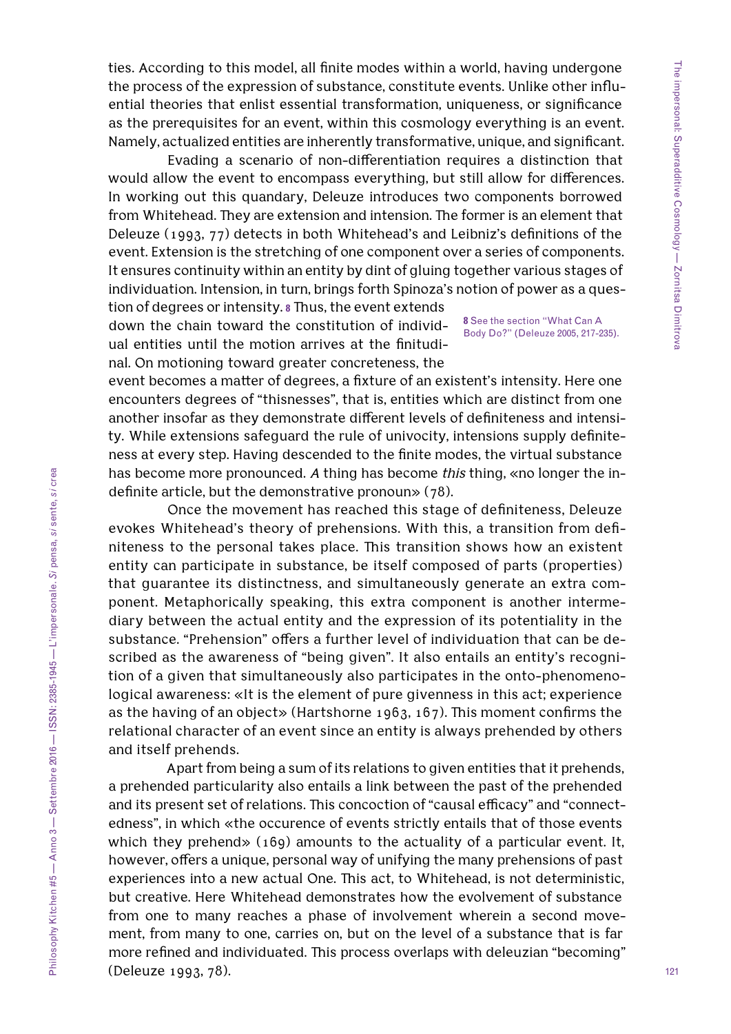ties. According to this model, all finite modes within a world, having undergone the process of the expression of substance, constitute events. Unlike other influential theories that enlist essential transformation, uniqueness, or significance as the prerequisites for an event, within this cosmology everything is an event. Namely, actualized entities are inherently transformative, unique, and significant.

Evading a scenario of non-differentiation requires a distinction that would allow the event to encompass everything, but still allow for differences. In working out this quandary, Deleuze introduces two components borrowed from Whitehead. They are extension and intension. The former is an element that Deleuze (1993, 77) detects in both Whitehead's and Leibniz's definitions of the event. Extension is the stretching of one component over a series of components. It ensures continuity within an entity by dint of gluing together various stages of individuation. Intension, in turn, brings forth Spinoza's notion of power as a question of degrees or intensity.[8] Thus, the event extends down the chain toward the constitution of individual entities until the motion arrives at the finitudinal. On motioning toward greater concreteness, the event becomes a matter of degrees, a fixture of an existent's intensity. Here one encounters degrees of "thisnesses", that is, entities which are distinct from one another insofar as they demonstrate different levels of definiteness and intensity. While extensions safeguard the rule of univocity, intensions supply definiteness at every step. Having descended to the finite modes, the virtual substance has become more pronounced. *A* thing has become *this* thing, «no longer the indefinite article, but the demonstrative pronoun» (78).

Once the movement has reached this stage of definiteness, Deleuze evokes Whitehead's theory of prehensions. With this, a transition from definiteness to the personal takes place. This transition shows how an existent entity can participate in substance, be itself composed of parts (properties) that guarantee its distinctness, and simultaneously generate an extra component. Metaphorically speaking, this extra component is another intermediary between the actual entity and the expression of its potentiality in the substance. "Prehension" offers a further level of individuation that can be described as the awareness of "being given". It also entails an entity's recognition of a given that simultaneously also participates in the onto-phenomenological awareness: «It is the element of pure givenness in this act; experience as the having of an object» (Hartshorne 1963, 167). This moment confirms the relational character of an event since an entity is always prehended by others and itself prehends.

Apart from being a sum of its relations to given entities that it prehends, a prehended particularity also entails a link between the past of the prehended and its present set of relations. This concoction of "causal efficacy" and "connectedness", in which «the occurence of events strictly entails that of those events which they prehend» (169) amounts to the actuality of a particular event. It, however, offers a unique, personal way of unifying the many prehensions of past experiences into a new actual One. This act, to Whitehead, is not deterministic, but creative. Here Whitehead demonstrates how the evolvement of substance from one to many reaches a phase of involvement wherein a second movement, from many to one, carries on, but on the level of a substance that is far more refined and individuated. This process overlaps with deleuzian "becoming" (Deleuze 1993, 78).

[8] See the section "What Can A Body Do?" (Deleuze 2005, 217-235).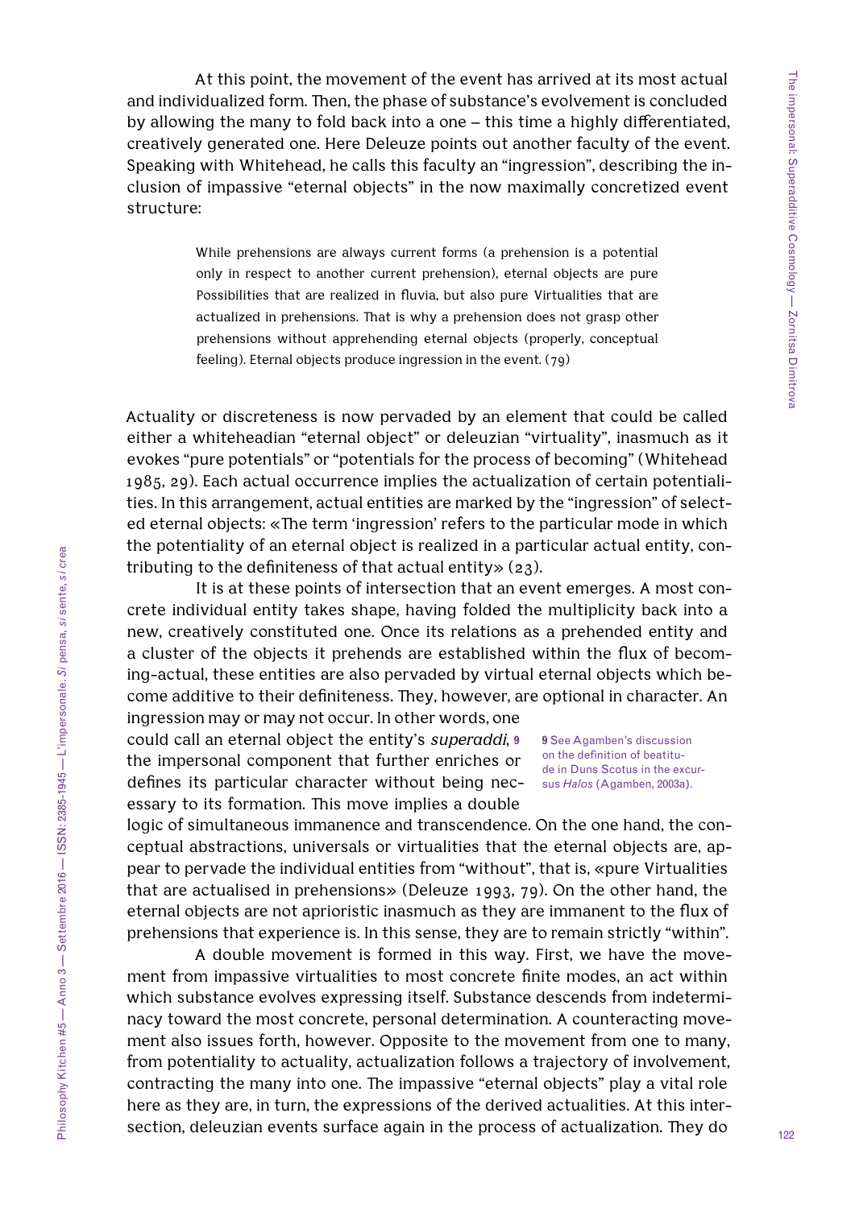At this point, the movement of the event has arrived at its most actual and individualized form. Then, the phase of substance's evolvement is concluded by allowing the many to fold back into a one – this time a highly differentiated, creatively generated one. Here Deleuze points out another faculty of the event. Speaking with Whitehead, he calls this faculty an "ingression", describing the inclusion of impassive "eternal objects" in the now maximally concretized event structure:

> While prehensions are always current forms (a prehension is a potential only in respect to another current prehension), eternal objects are pure Possibilities that are realized in fluvia, but also pure Virtualities that are actualized in prehensions. That is why a prehension does not grasp other prehensions without apprehending eternal objects (properly, conceptual feeling). Eternal objects produce ingression in the event. (79)

Actuality or discreteness is now pervaded by an element that could be called either a whiteheadian "eternal object" or deleuzian "virtuality", inasmuch as it evokes "pure potentials" or "potentials for the process of becoming" (Whitehead 1985, 29). Each actual occurrence implies the actualization of certain potentialities. In this arrangement, actual entities are marked by the "ingression" of selected eternal objects: «The term 'ingression' refers to the particular mode in which the potentiality of an eternal object is realized in a particular actual entity, contributing to the definiteness of that actual entity» (23).

It is at these points of intersection that an event emerges. A most concrete individual entity takes shape, having folded the multiplicity back into a new, creatively constituted one. Once its relations as a prehended entity and a cluster of the objects it prehends are established within the flux of becoming-actual, these entities are also pervaded by virtual eternal objects which become additive to their definiteness. They, however, are optional in character. An ingression may or may not occur. In other words, one could call an eternal object the entity's *superaddi*, [9] the impersonal component that further enriches or defines its particular character without being necessary to its formation. This move implies a double logic of simultaneous immanence and transcendence. On the one hand, the conceptual abstractions, universals or virtualities that the eternal objects are, appear to pervade the individual entities from "without", that is, «pure Virtualities that are actualised in prehensions» (Deleuze 1993, 79). On the other hand, the eternal objects are not aprioristic inasmuch as they are immanent to the flux of prehensions that experience is. In this sense, they are to remain strictly "within".

A double movement is formed in this way. First, we have the movement from impassive virtualities to most concrete finite modes, an act within which substance evolves expressing itself. Substance descends from indeterminacy toward the most concrete, personal determination. A counteracting movement also issues forth, however. Opposite to the movement from one to many, from potentiality to actuality, actualization follows a trajectory of involvement, contracting the many into one. The impassive "eternal objects" play a vital role here as they are, in turn, the expressions of the derived actualities. At this intersection, deleuzian events surface again in the process of actualization. They do

[9] See Agamben's discussion on the definition of beatitude in Duns Scotus in the excursus *Halos* (Agamben, 2003a).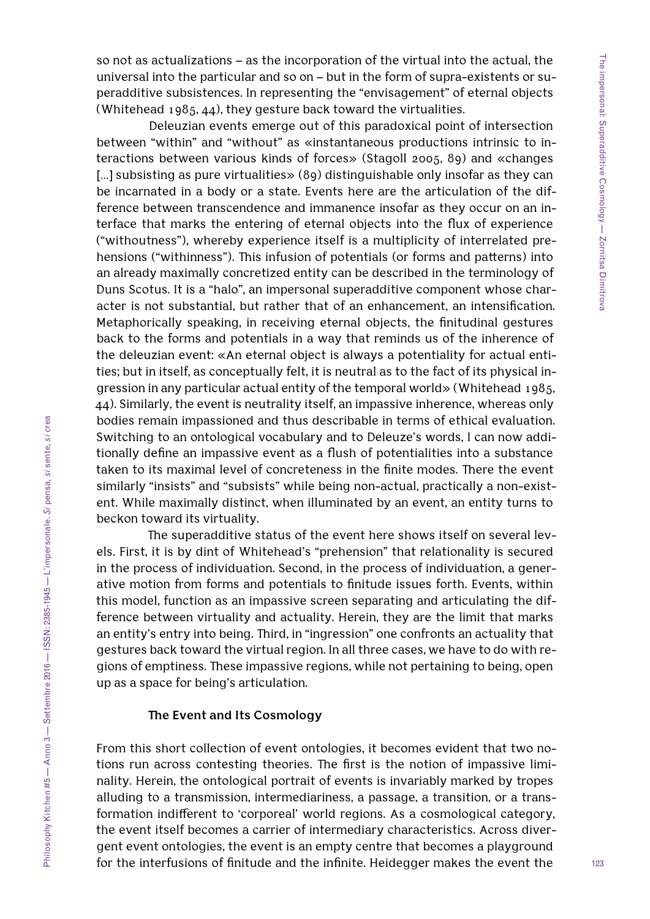so not as actualizations – as the incorporation of the virtual into the actual, the universal into the particular and so on – but in the form of supra-existents or superadditive subsistences. In representing the "envisagement" of eternal objects (Whitehead 1985, 44), they gesture back toward the virtualities.

Deleuzian events emerge out of this paradoxical point of intersection between "within" and "without" as «instantaneous productions intrinsic to interactions between various kinds of forces» (Stagoll 2005, 89) and «changes [...] subsisting as pure virtualities» (89) distinguishable only insofar as they can be incarnated in a body or a state. Events here are the articulation of the difference between transcendence and immanence insofar as they occur on an interface that marks the entering of eternal objects into the flux of experience ("withoutness"), whereby experience itself is a multiplicity of interrelated prehensions ("withinness"). This infusion of potentials (or forms and patterns) into an already maximally concretized entity can be described in the terminology of Duns Scotus. It is a "halo", an impersonal superadditive component whose character is not substantial, but rather that of an enhancement, an intensification. Metaphorically speaking, in receiving eternal objects, the finitudinal gestures back to the forms and potentials in a way that reminds us of the inherence of the deleuzian event: «An eternal object is always a potentiality for actual entities; but in itself, as conceptually felt, it is neutral as to the fact of its physical ingression in any particular actual entity of the temporal world» (Whitehead 1985, 44). Similarly, the event is neutrality itself, an impassive inherence, whereas only bodies remain impassioned and thus describable in terms of ethical evaluation. Switching to an ontological vocabulary and to Deleuze's words, I can now additionally define an impassive event as a flush of potentialities into a substance taken to its maximal level of concreteness in the finite modes. There the event similarly "insists" and "subsists" while being non-actual, practically a non-existent. While maximally distinct, when illuminated by an event, an entity turns to beckon toward its virtuality.

The superadditive status of the event here shows itself on several levels. First, it is by dint of Whitehead's "prehension" that relationality is secured in the process of individuation. Second, in the process of individuation, a generative motion from forms and potentials to finitude issues forth. Events, within this model, function as an impassive screen separating and articulating the difference between virtuality and actuality. Herein, they are the limit that marks an entity's entry into being. Third, in "ingression" one confronts an actuality that gestures back toward the virtual region. In all three cases, we have to do with regions of emptiness. These impassive regions, while not pertaining to being, open up as a space for being's articulation.

### The Event and Its Cosmology

From this short collection of event ontologies, it becomes evident that two notions run across contesting theories. The first is the notion of impassive liminality. Herein, the ontological portrait of events is invariably marked by tropes alluding to a transmission, intermediariness, a passage, a transition, or a transformation indifferent to 'corporeal' world regions. As a cosmological category, the event itself becomes a carrier of intermediary characteristics. Across divergent event ontologies, the event is an empty centre that becomes a playground for the interfusions of finitude and the infinite. Heidegger makes the event the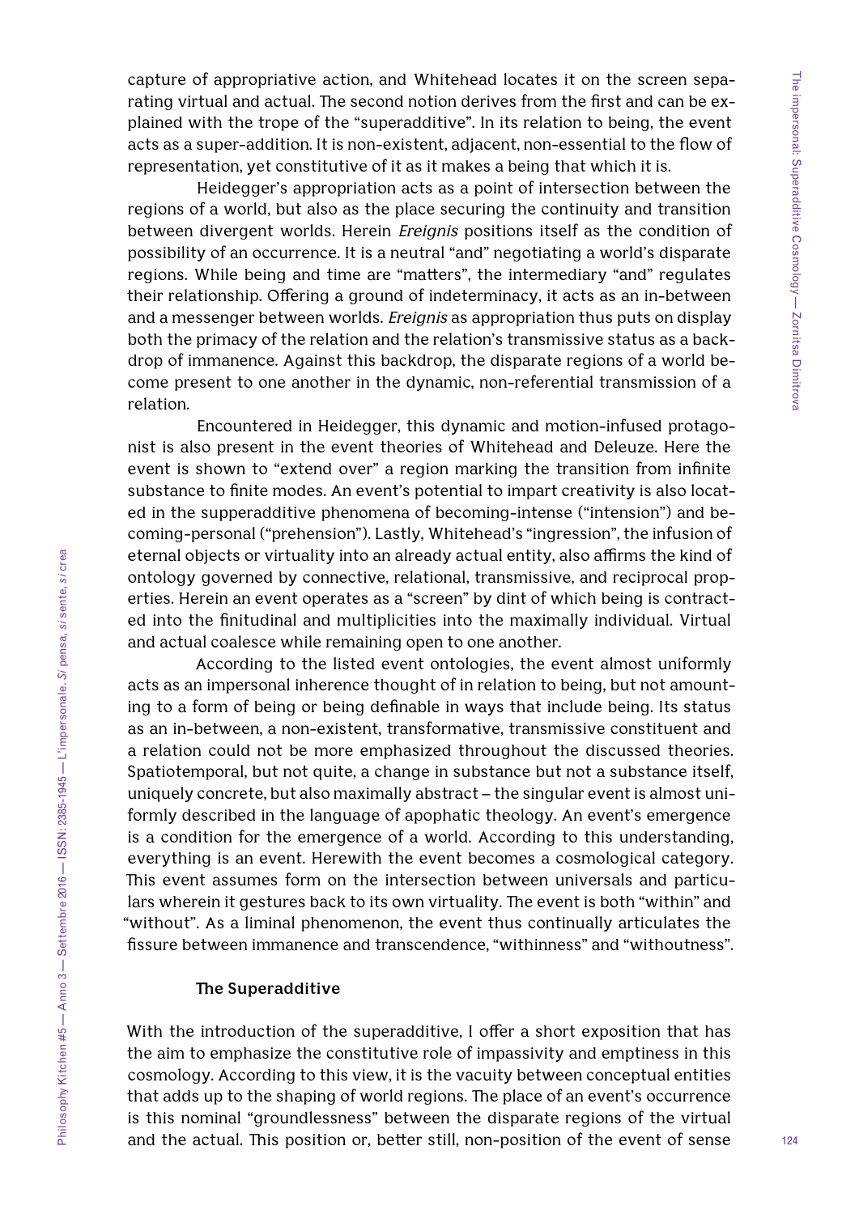capture of appropriative action, and Whitehead locates it on the screen separating virtual and actual. The second notion derives from the first and can be explained with the trope of the "superadditive". In its relation to being, the event acts as a super-addition. It is non-existent, adjacent, non-essential to the flow of representation, yet constitutive of it as it makes a being that which it is.

Heidegger's appropriation acts as a point of intersection between the regions of a world, but also as the place securing the continuity and transition between divergent worlds. Herein *Ereignis* positions itself as the condition of possibility of an occurrence. It is a neutral "and" negotiating a world's disparate regions. While being and time are "matters", the intermediary "and" regulates their relationship. Offering a ground of indeterminacy, it acts as an in-between and a messenger between worlds. *Ereignis* as appropriation thus puts on display both the primacy of the relation and the relation's transmissive status as a backdrop of immanence. Against this backdrop, the disparate regions of a world become present to one another in the dynamic, non-referential transmission of a relation.

Encountered in Heidegger, this dynamic and motion-infused protagonist is also present in the event theories of Whitehead and Deleuze. Here the event is shown to "extend over" a region marking the transition from infinite substance to finite modes. An event's potential to impart creativity is also located in the supperadditive phenomena of becoming-intense ("intension") and becoming-personal ("prehension"). Lastly, Whitehead's "ingression", the infusion of eternal objects or virtuality into an already actual entity, also affirms the kind of ontology governed by connective, relational, transmissive, and reciprocal properties. Herein an event operates as a "screen" by dint of which being is contracted into the finitudinal and multiplicities into the maximally individual. Virtual and actual coalesce while remaining open to one another.

According to the listed event ontologies, the event almost uniformly acts as an impersonal inherence thought of in relation to being, but not amounting to a form of being or being definable in ways that include being. Its status as an in-between, a non-existent, transformative, transmissive constituent and a relation could not be more emphasized throughout the discussed theories. Spatiotemporal, but not quite, a change in substance but not a substance itself, uniquely concrete, but also maximally abstract – the singular event is almost uniformly described in the language of apophatic theology. An event's emergence is a condition for the emergence of a world. According to this understanding, everything is an event. Herewith the event becomes a cosmological category. This event assumes form on the intersection between universals and particulars wherein it gestures back to its own virtuality. The event is both "within" and "without". As a liminal phenomenon, the event thus continually articulates the fissure between immanence and transcendence, "withinness" and "withoutness".

## The Superadditive

With the introduction of the superadditive, I offer a short exposition that has the aim to emphasize the constitutive role of impassivity and emptiness in this cosmology. According to this view, it is the vacuity between conceptual entities that adds up to the shaping of world regions. The place of an event's occurrence is this nominal "groundlessness" between the disparate regions of the virtual and the actual. This position or, better still, non-position of the event of sense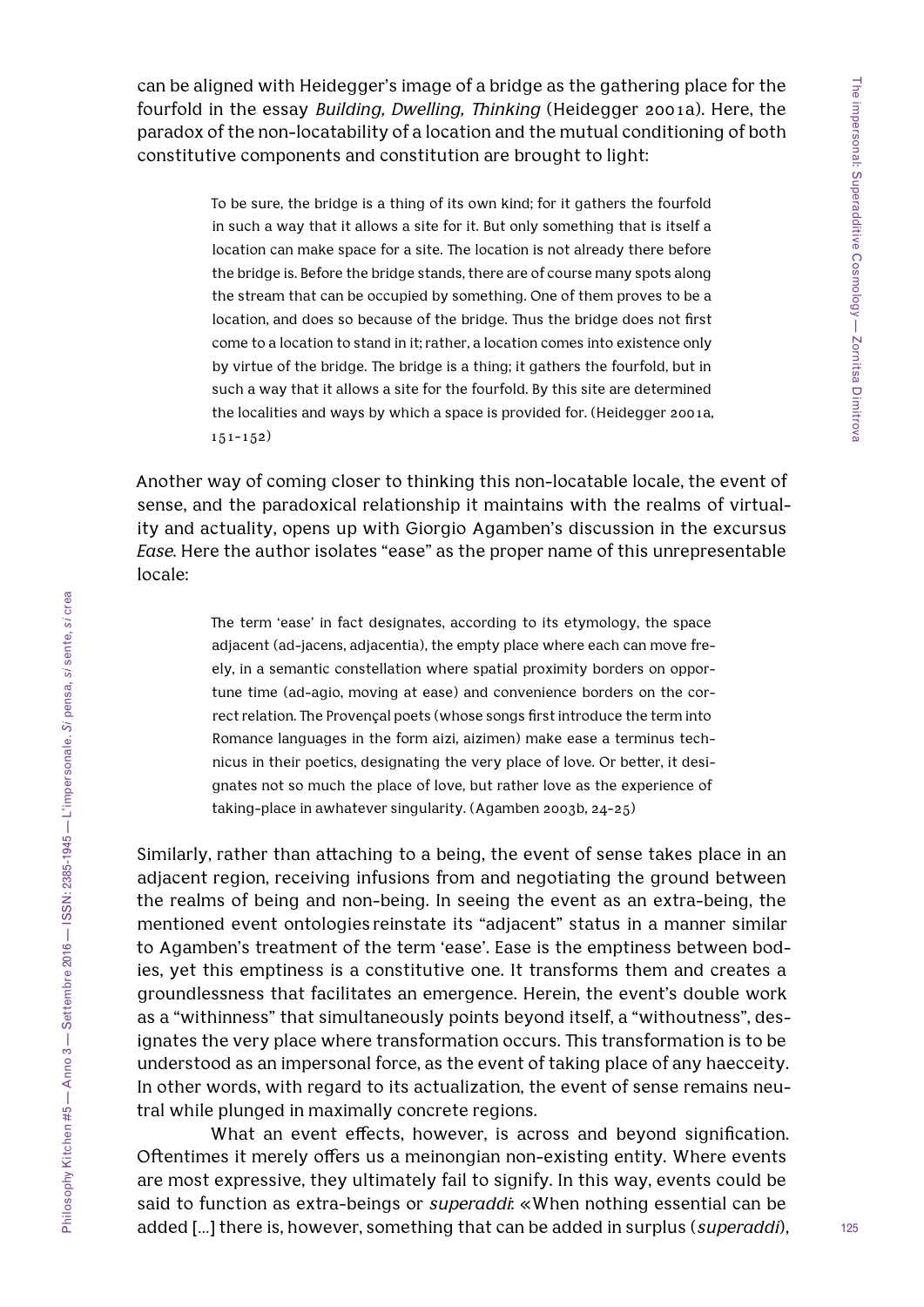can be aligned with Heidegger's image of a bridge as the gathering place for the fourfold in the essay *Building, Dwelling, Thinking* (Heidegger 2001a). Here, the paradox of the non-locatability of a location and the mutual conditioning of both constitutive components and constitution are brought to light:

> To be sure, the bridge is a thing of its own kind; for it gathers the fourfold in such a way that it allows a site for it. But only something that is itself a location can make space for a site. The location is not already there before the bridge is. Before the bridge stands, there are of course many spots along the stream that can be occupied by something. One of them proves to be a location, and does so because of the bridge. Thus the bridge does not first come to a location to stand in it; rather, a location comes into existence only by virtue of the bridge. The bridge is a thing; it gathers the fourfold, but in such a way that it allows a site for the fourfold. By this site are determined the localities and ways by which a space is provided for. (Heidegger 2001a, 151-152)

Another way of coming closer to thinking this non-locatable locale, the event of sense, and the paradoxical relationship it maintains with the realms of virtuality and actuality, opens up with Giorgio Agamben's discussion in the excursus *Ease*. Here the author isolates "ease" as the proper name of this unrepresentable locale:

> The term 'ease' in fact designates, according to its etymology, the space adjacent (ad-jacens, adjacentia), the empty place where each can move freely, in a semantic constellation where spatial proximity borders on opportune time (ad-agio, moving at ease) and convenience borders on the correct relation. The Provençal poets (whose songs first introduce the term into Romance languages in the form aizi, aizimen) make ease a terminus technicus in their poetics, designating the very place of love. Or better, it designates not so much the place of love, but rather love as the experience of taking-place in awhatever singularity. (Agamben 2003b, 24-25)

Similarly, rather than attaching to a being, the event of sense takes place in an adjacent region, receiving infusions from and negotiating the ground between the realms of being and non-being. In seeing the event as an extra-being, the mentioned event ontologies reinstate its "adjacent" status in a manner similar to Agamben's treatment of the term 'ease'. Ease is the emptiness between bodies, yet this emptiness is a constitutive one. It transforms them and creates a groundlessness that facilitates an emergence. Herein, the event's double work as a "withinness" that simultaneously points beyond itself, a "withoutness", designates the very place where transformation occurs. This transformation is to be understood as an impersonal force, as the event of taking place of any haecceity. In other words, with regard to its actualization, the event of sense remains neutral while plunged in maximally concrete regions.

What an event effects, however, is across and beyond signification. Oftentimes it merely offers us a meinongian non-existing entity. Where events are most expressive, they ultimately fail to signify. In this way, events could be said to function as extra-beings or *superaddi*: «When nothing essential can be added [...] there is, however, something that can be added in surplus (*superaddi*),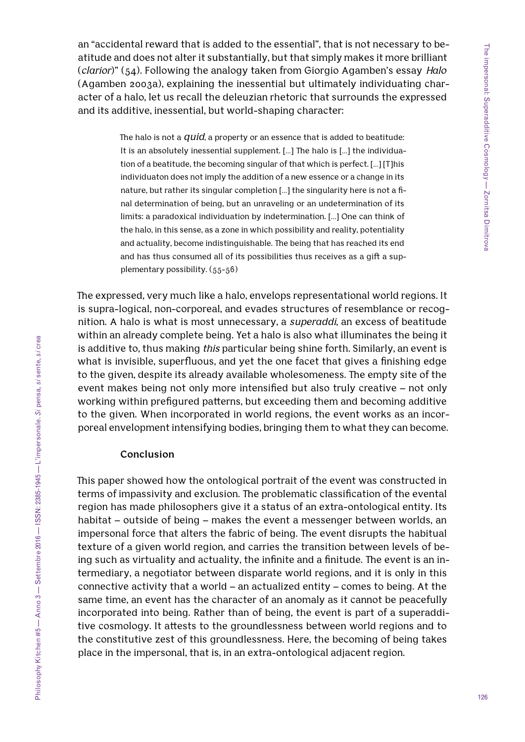an "accidental reward that is added to the essential", that is not necessary to beatitude and does not alter it substantially, but that simply makes it more brilliant (*clarior*)" (54). Following the analogy taken from Giorgio Agamben's essay *Halo* (Agamben 2003a), explaining the inessential but ultimately individuating character of a halo, let us recall the deleuzian rhetoric that surrounds the expressed and its additive, inessential, but world-shaping character:

> The halo is not a *quid*, a property or an essence that is added to beatitude: It is an absolutely inessential supplement. […] The halo is […] the individuation of a beatitude, the becoming singular of that which is perfect. […] [T]his individuaton does not imply the addition of a new essence or a change in its nature, but rather its singular completion […] the singularity here is not a final determination of being, but an unraveling or an undetermination of its limits: a paradoxical individuation by indetermination. […] One can think of the halo, in this sense, as a zone in which possibility and reality, potentiality and actuality, become indistinguishable. The being that has reached its end and has thus consumed all of its possibilities thus receives as a gift a supplementary possibility. (55-56)

The expressed, very much like a halo, envelops representational world regions. It is supra-logical, non-corporeal, and evades structures of resemblance or recognition. A halo is what is most unnecessary, a *superaddi*, an excess of beatitude within an already complete being. Yet a halo is also what illuminates the being it is additive to, thus making *this* particular being shine forth. Similarly, an event is what is invisible, superfluous, and yet the one facet that gives a finishing edge to the given, despite its already available wholesomeness. The empty site of the event makes being not only more intensified but also truly creative – not only working within prefigured patterns, but exceeding them and becoming additive to the given. When incorporated in world regions, the event works as an incorporeal envelopment intensifying bodies, bringing them to what they can become.

## Conclusion

This paper showed how the ontological portrait of the event was constructed in terms of impassivity and exclusion. The problematic classification of the evental region has made philosophers give it a status of an extra-ontological entity. Its habitat – outside of being – makes the event a messenger between worlds, an impersonal force that alters the fabric of being. The event disrupts the habitual texture of a given world region, and carries the transition between levels of being such as virtuality and actuality, the infinite and a finitude. The event is an intermediary, a negotiator between disparate world regions, and it is only in this connective activity that a world – an actualized entity – comes to being. At the same time, an event has the character of an anomaly as it cannot be peacefully incorporated into being. Rather than of being, the event is part of a superadditive cosmology. It attests to the groundlessness between world regions and to the constitutive zest of this groundlessness. Here, the becoming of being takes place in the impersonal, that is, in an extra-ontological adjacent region.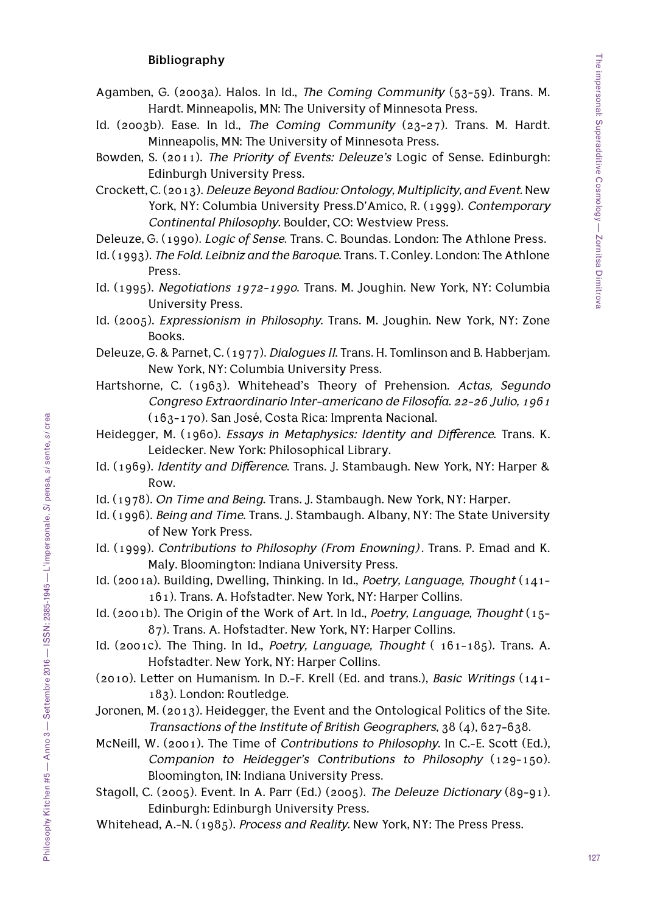## Bibliography

Agamben, G. (2003a). Halos. In Id., *The Coming Community* (53-59). Trans. M. Hardt. Minneapolis, MN: The University of Minnesota Press.

Id. (2003b). Ease. In Id., *The Coming Community* (23-27). Trans. M. Hardt. Minneapolis, MN: The University of Minnesota Press.

Bowden, S. (2011). *The Priority of Events: Deleuze's* Logic of Sense. Edinburgh: Edinburgh University Press.

Crockett, C. (2013). *Deleuze Beyond Badiou: Ontology, Multiplicity, and Event.* New York, NY: Columbia University Press.D'Amico, R. (1999). *Contemporary Continental Philosophy.* Boulder, CO: Westview Press.

Deleuze, G. (1990). *Logic of Sense*. Trans. C. Boundas. London: The Athlone Press.

Id. (1993). *The Fold. Leibniz and the Baroque*. Trans. T. Conley. London: The Athlone Press.

Id. (1995). *Negotiations 1972-1990*. Trans. M. Joughin. New York, NY: Columbia University Press.

Id. (2005). *Expressionism in Philosophy*. Trans. M. Joughin. New York, NY: Zone Books.

Deleuze, G. & Parnet, C. (1977). *Dialogues II*. Trans. H. Tomlinson and B. Habberjam. New York, NY: Columbia University Press.

Hartshorne, C. (1963). Whitehead's Theory of Prehension. *Actas, Segundo Congreso Extraordinario Inter-americano de Filosofía. 22-26 Julio, 1961* (163-170). San José, Costa Rica: Imprenta Nacional.

Heidegger, M. (1960). *Essays in Metaphysics: Identity and Difference*. Trans. K. Leidecker. New York: Philosophical Library.

Id. (1969). *Identity and Difference*. Trans. J. Stambaugh. New York, NY: Harper & Row.

Id. (1978). *On Time and Being*. Trans. J. Stambaugh. New York, NY: Harper.

Id. (1996). *Being and Time*. Trans. J. Stambaugh. Albany, NY: The State University of New York Press.

Id. (1999). *Contributions to Philosophy (From Enowning)*. Trans. P. Emad and K. Maly. Bloomington: Indiana University Press.

Id. (2001a). Building, Dwelling, Thinking. In Id., *Poetry, Language, Thought* (141-161). Trans. A. Hofstadter. New York, NY: Harper Collins.

Id. (2001b). The Origin of the Work of Art. In Id., *Poetry, Language, Thought* (15-87). Trans. A. Hofstadter. New York, NY: Harper Collins.

Id. (2001c). The Thing. In Id., *Poetry, Language, Thought* ( 161-185). Trans. A. Hofstadter. New York, NY: Harper Collins.

(2010). Letter on Humanism. In D.-F. Krell (Ed. and trans.), *Basic Writings* (141-183). London: Routledge.

Joronen, M. (2013). Heidegger, the Event and the Ontological Politics of the Site. *Transactions of the Institute of British Geographers*, 38 (4), 627-638.

McNeill, W. (2001). The Time of *Contributions to Philosophy*. In C.-E. Scott (Ed.), *Companion to Heidegger's Contributions to Philosophy* (129-150). Bloomington, IN: Indiana University Press.

Stagoll, C. (2005). Event. In A. Parr (Ed.) (2005). *The Deleuze Dictionary* (89-91). Edinburgh: Edinburgh University Press.

Whitehead, A.-N. (1985). *Process and Reality*. New York, NY: The Press Press.